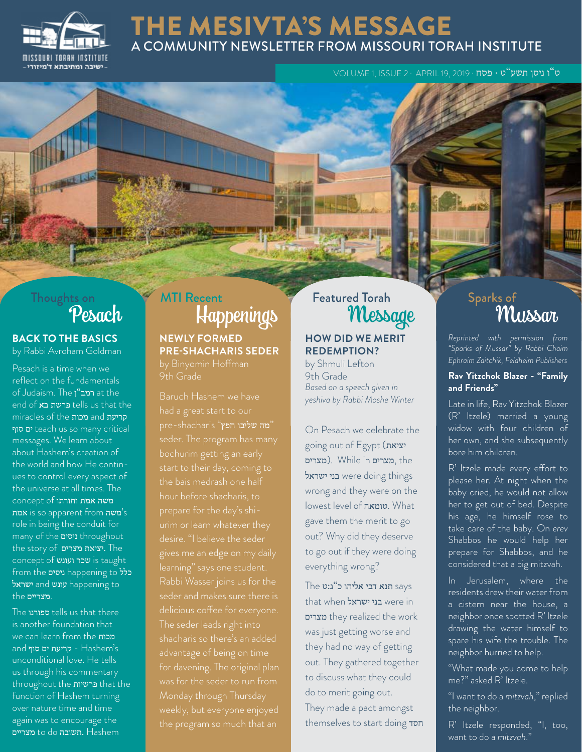# THE MESIVTA'S MESSAGE

A COMMUNITY NEWSLETTER FROM MISSOURI TORAH INSTITUTE

VOLUME 1, ISSUE 2 · APRIL 19, 2019 · ט"ו ניסן תשע"ט · פסח

## Thoughts on Pesach

### BACK TO THE BASICS

by Rabbi Avroham Goldman

Pesach is a time when we reflect on the fundamentals of Judaism. The רמב"ן at the end of פרשת בא tells us that the miracles of the מכות and קריעת ים סוף teach us so many critical messages. We learn about about Hashem's creation of the world and how He continues to control every aspect of the universe at all times. The concept of משה אמת ותורתו אמת is so apparent from משה's role in being the conduit for many of the ניסים throughout the story of יציאת מצרים. The concept of שכר ועונש is taught from the ניסים happening to כלל ישראל and עונש happening to the מצריים.

The ספורנו tells us that there is another foundation that we can learn from the מכות and קריעת ים סוף - Hashem's unconditional love. He tells us through his commentary throughout the פרשיות that the function of Hashem turning over nature time and time again was to encourage the מצריים to do תשובה. Hashem

## MTI Recent Happenings

### NEWLY FORMED PRE-SHACHARIS SEDER

by Binyomin Hoffman
9th Grade

Baruch Hashem we have had a great start to our pre-shacharis "מה שליבו חפץ" seder. The program has many bochurim getting an early start to their day, coming to the bais medrash one half hour before shacharis, to prepare for the day's shiurim or learn whatever they desire. "I believe the seder gives me an edge on my daily learning" says one student. Rabbi Wasser joins us for the seder and makes sure there is delicious coffee for everyone. The seder leads right into shacharis so there's an added advantage of being on time for davening. The original plan was for the seder to run from Monday through Thursday weekly, but everyone enjoyed the program so much that an

## Featured Torah Message

### HOW DID WE MERIT REDEMPTION?

by Shmuli Lefton
9th Grade
*Based on a speech given in yeshiva by Rabbi Moshe Winter*

On Pesach we celebrate the going out of Egypt (יציאת מצרים). While in מצרים, the בני ישראל were doing things wrong and they were on the lowest level of טומאה. What gave them the merit to go out? Why did they deserve to go out if they were doing everything wrong?

The תנא דבי אליהו כ"ג:ט says that when בני ישראל were in מצרים they realized the work was just getting worse and they had no way of getting out. They gathered together to discuss what they could do to merit going out. They made a pact amongst themselves to start doing חסד

## Sparks of Mussar

*Reprinted with permission from "Sparks of Mussar" by Rabbi Chaim Ephraim Zaitchik, Feldheim Publishers*

### Rav Yitzchok Blazer - "Family and Friends"

Late in life, Rav Yitzchok Blazer (R' Itzele) married a young widow with four children of her own, and she subsequently bore him children.

R' Itzele made every effort to please her. At night when the baby cried, he would not allow her to get out of bed. Despite his age, he himself rose to take care of the baby. On *erev* Shabbos he would help her prepare for Shabbos, and he considered that a big mitzvah.

In Jerusalem, where the residents drew their water from a cistern near the house, a neighbor once spotted R' Itzele drawing the water himself to spare his wife the trouble. The neighbor hurried to help.

"What made you come to help me?" asked R' Itzele.

"I want to do a *mitzvah*," replied the neighbor.

R' Itzele responded, "I, too, want to do a *mitzvah*."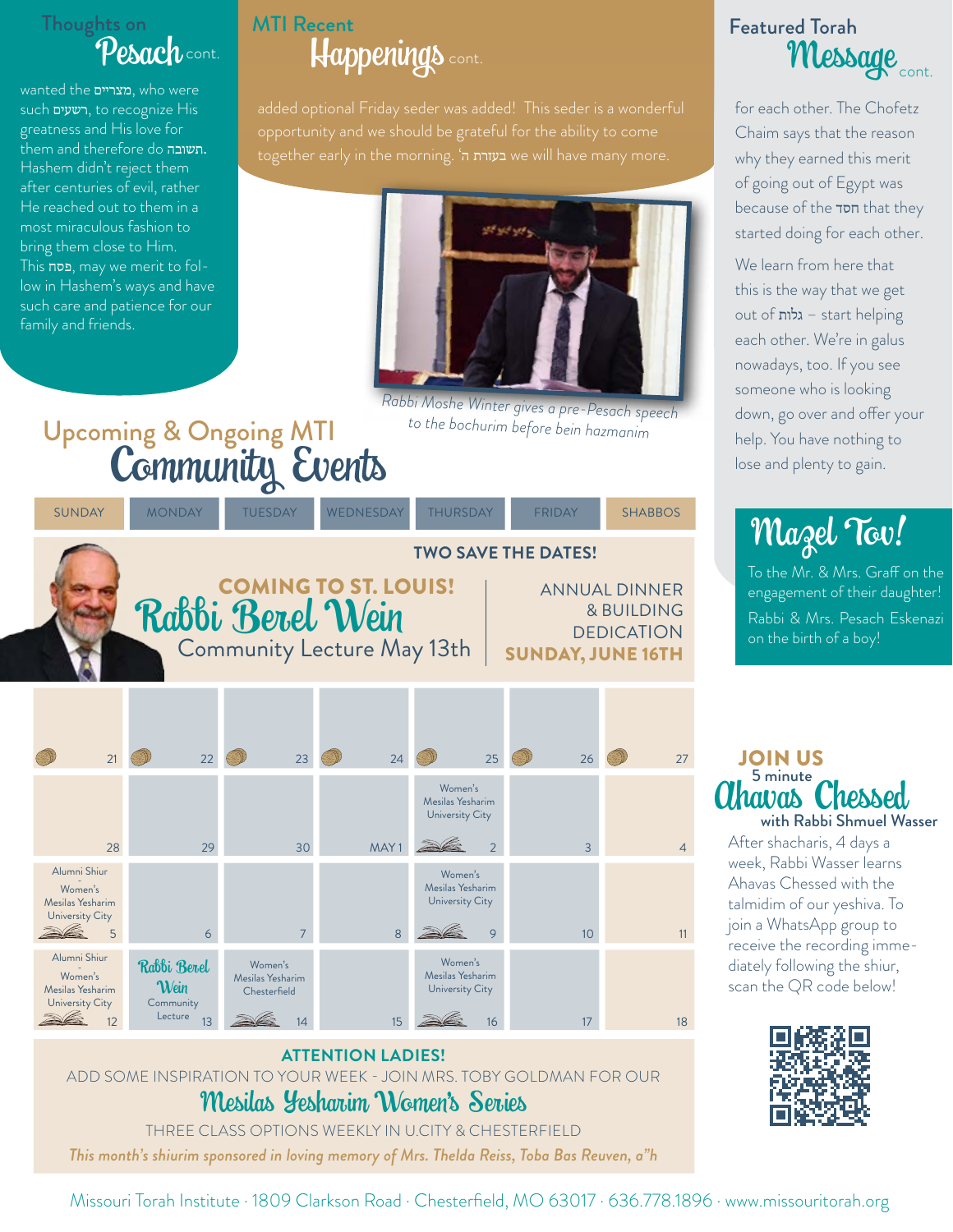## Thoughts on Pesach cont.

wanted the מצריים, who were such רשעים, to recognize His greatness and His love for them and therefore do תשובה. Hashem didn't reject them after centuries of evil, rather He reached out to them in a most miraculous fashion to bring them close to Him. This פסח, may we merit to follow in Hashem's ways and have such care and patience for our family and friends.

## MTI Recent Happenings cont.

added optional Friday seder was added! This seder is a wonderful opportunity and we should be grateful for the ability to come together early in the morning. בעזרת ה' we will have many more.

Rabbi Moshe Winter gives a pre-Pesach speech to the bochurim before bein hazmanim

## Featured Torah Message cont.

for each other. The Chofetz Chaim says that the reason why they earned this merit of going out of Egypt was because of the חסד that they started doing for each other.

We learn from here that this is the way that we get out of גלות – start helping each other. We're in galus nowadays, too. If you see someone who is looking down, go over and offer your help. You have nothing to lose and plenty to gain.

## Upcoming & Ongoing MTI Community Events

**TWO SAVE THE DATES!**

**COMING TO ST. LOUIS!**
**Rabbi Berel Wein**
Community Lecture May 13th

ANNUAL DINNER & BUILDING DEDICATION
**SUNDAY, JUNE 16TH**

| SUNDAY | MONDAY | TUESDAY | WEDNESDAY | THURSDAY | FRIDAY | SHABBOS |
|---|---|---|---|---|---|---|
| 21 | 22 | 23 | 24 | 25 | 26 | 27 |
| 28 | 29 | 30 | MAY 1 | Women's Mesilas Yesharim University City 2 | 3 | 4 |
| Alumni Shiur - Women's Mesilas Yesharim University City 5 | 6 | 7 | 8 | Women's Mesilas Yesharim University City 9 | 10 | 11 |
| Alumni Shiur - Women's Mesilas Yesharim University City 12 | Rabbi Berel Wein Community Lecture 13 | Women's Mesilas Yesharim Chesterfield 14 | 15 | Women's Mesilas Yesharim University City 16 | 17 | 18 |

**ATTENTION LADIES!**
ADD SOME INSPIRATION TO YOUR WEEK - JOIN MRS. TOBY GOLDMAN FOR OUR
**Mesilas Yesharim Women's Series**
THREE CLASS OPTIONS WEEKLY IN U.CITY & CHESTERFIELD
*This month's shiurim sponsored in loving memory of Mrs. Thelda Reiss, Toba Bas Reuven, a"h*

## Mazel Tov!

To the Mr. & Mrs. Graff on the engagement of their daughter!

Rabbi & Mrs. Pesach Eskenazi on the birth of a boy!

## JOIN US
## 5 minute Ahavas Chessed
### with Rabbi Shmuel Wasser

After shacharis, 4 days a week, Rabbi Wasser learns Ahavas Chessed with the talmidim of our yeshiva. To join a WhatsApp group to receive the recording immediately following the shiur, scan the QR code below!

Missouri Torah Institute · 1809 Clarkson Road · Chesterfield, MO 63017 · 636.778.1896 · www.missouritorah.org